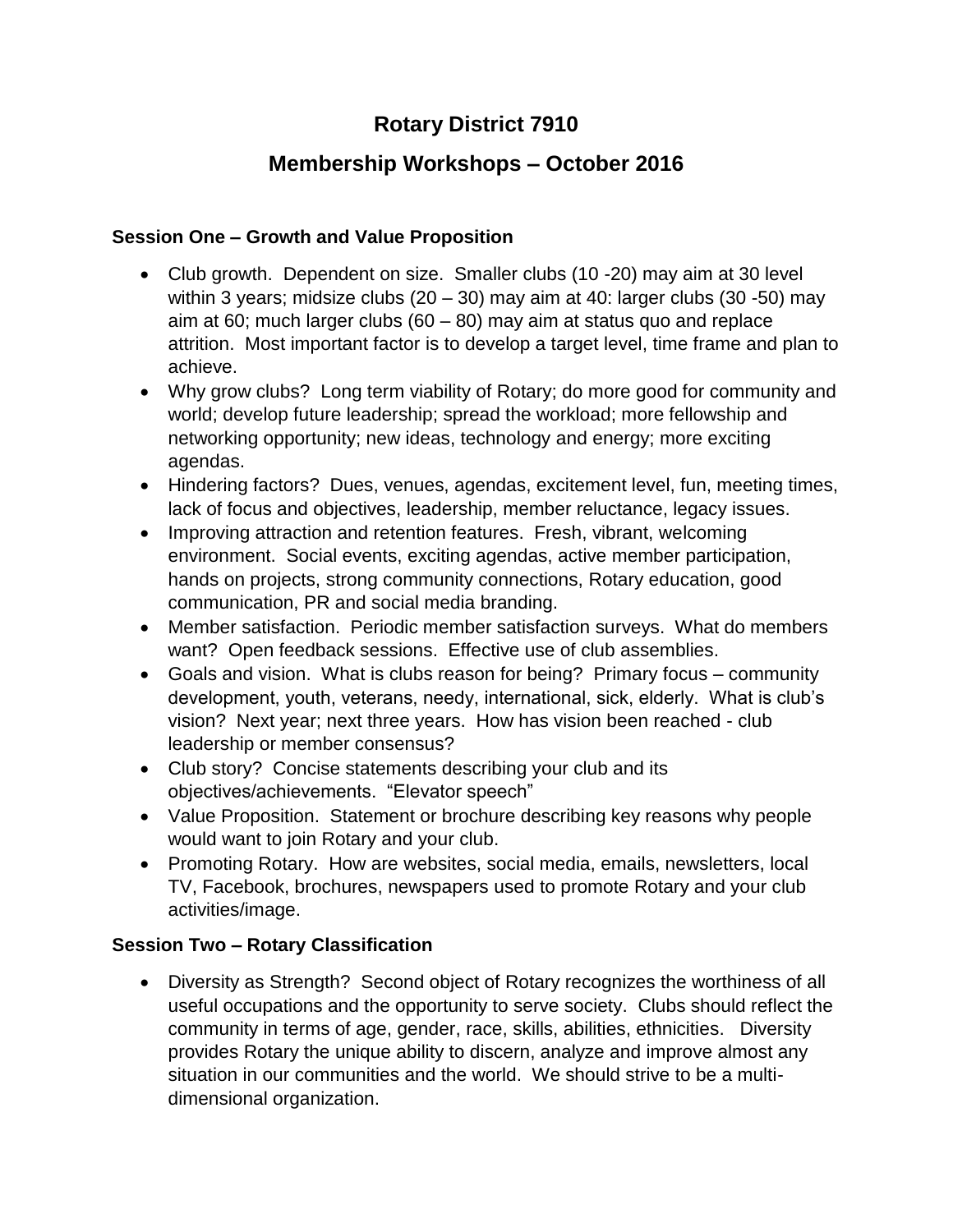# Rotary District 7910

## Membership Workshops – October 2016

### Session One – Growth and Value Proposition

- Club growth. Dependent on size. Smaller clubs (10 -20) may aim at 30 level within 3 years; midsize clubs (20 – 30) may aim at 40: larger clubs (30 -50) may aim at 60; much larger clubs (60 – 80) may aim at status quo and replace attrition. Most important factor is to develop a target level, time frame and plan to achieve.
- Why grow clubs? Long term viability of Rotary; do more good for community and world; develop future leadership; spread the workload; more fellowship and networking opportunity; new ideas, technology and energy; more exciting agendas.
- Hindering factors? Dues, venues, agendas, excitement level, fun, meeting times, lack of focus and objectives, leadership, member reluctance, legacy issues.
- Improving attraction and retention features. Fresh, vibrant, welcoming environment. Social events, exciting agendas, active member participation, hands on projects, strong community connections, Rotary education, good communication, PR and social media branding.
- Member satisfaction. Periodic member satisfaction surveys. What do members want? Open feedback sessions. Effective use of club assemblies.
- Goals and vision. What is clubs reason for being? Primary focus – community development, youth, veterans, needy, international, sick, elderly. What is club's vision? Next year; next three years. How has vision been reached - club leadership or member consensus?
- Club story? Concise statements describing your club and its objectives/achievements. "Elevator speech"
- Value Proposition. Statement or brochure describing key reasons why people would want to join Rotary and your club.
- Promoting Rotary. How are websites, social media, emails, newsletters, local TV, Facebook, brochures, newspapers used to promote Rotary and your club activities/image.

### Session Two – Rotary Classification

- Diversity as Strength? Second object of Rotary recognizes the worthiness of all useful occupations and the opportunity to serve society. Clubs should reflect the community in terms of age, gender, race, skills, abilities, ethnicities. Diversity provides Rotary the unique ability to discern, analyze and improve almost any situation in our communities and the world. We should strive to be a multi-dimensional organization.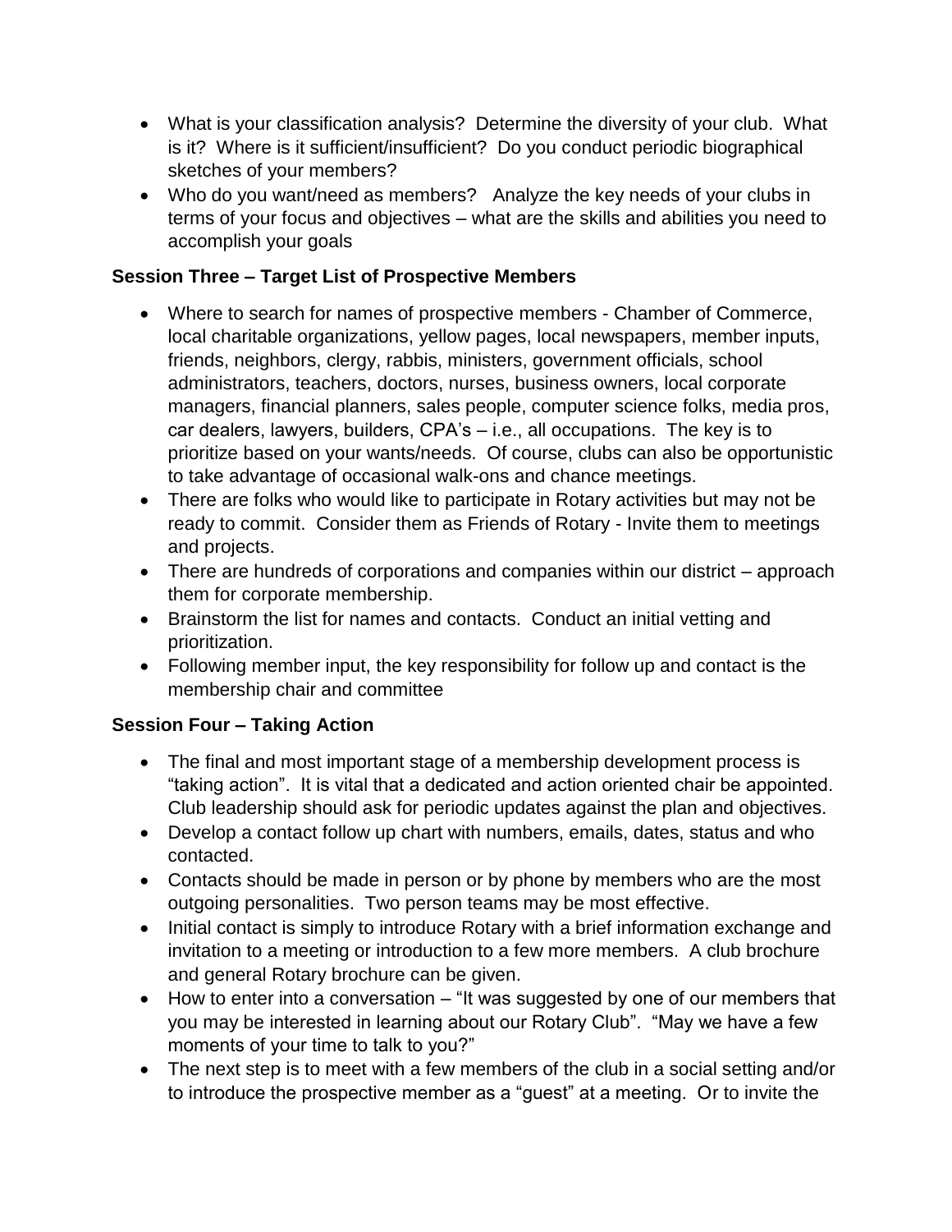- What is your classification analysis? Determine the diversity of your club. What is it? Where is it sufficient/insufficient? Do you conduct periodic biographical sketches of your members?
- Who do you want/need as members? Analyze the key needs of your clubs in terms of your focus and objectives – what are the skills and abilities you need to accomplish your goals

**Session Three – Target List of Prospective Members**

- Where to search for names of prospective members - Chamber of Commerce, local charitable organizations, yellow pages, local newspapers, member inputs, friends, neighbors, clergy, rabbis, ministers, government officials, school administrators, teachers, doctors, nurses, business owners, local corporate managers, financial planners, sales people, computer science folks, media pros, car dealers, lawyers, builders, CPA's – i.e., all occupations. The key is to prioritize based on your wants/needs. Of course, clubs can also be opportunistic to take advantage of occasional walk-ons and chance meetings.
- There are folks who would like to participate in Rotary activities but may not be ready to commit. Consider them as Friends of Rotary - Invite them to meetings and projects.
- There are hundreds of corporations and companies within our district – approach them for corporate membership.
- Brainstorm the list for names and contacts. Conduct an initial vetting and prioritization.
- Following member input, the key responsibility for follow up and contact is the membership chair and committee

**Session Four – Taking Action**

- The final and most important stage of a membership development process is "taking action". It is vital that a dedicated and action oriented chair be appointed. Club leadership should ask for periodic updates against the plan and objectives.
- Develop a contact follow up chart with numbers, emails, dates, status and who contacted.
- Contacts should be made in person or by phone by members who are the most outgoing personalities. Two person teams may be most effective.
- Initial contact is simply to introduce Rotary with a brief information exchange and invitation to a meeting or introduction to a few more members. A club brochure and general Rotary brochure can be given.
- How to enter into a conversation – "It was suggested by one of our members that you may be interested in learning about our Rotary Club". "May we have a few moments of your time to talk to you?"
- The next step is to meet with a few members of the club in a social setting and/or to introduce the prospective member as a "guest" at a meeting. Or to invite the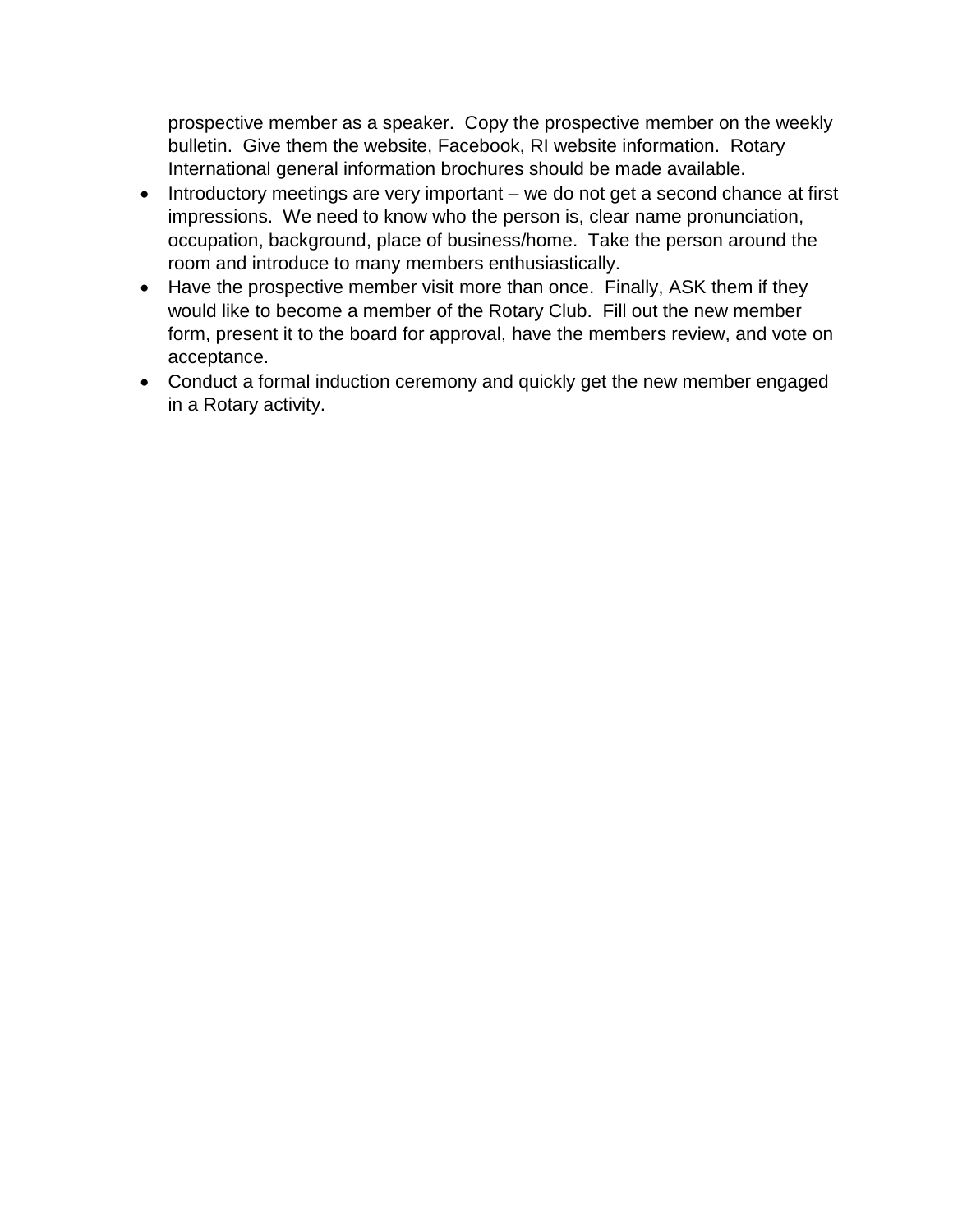prospective member as a speaker.  Copy the prospective member on the weekly bulletin.  Give them the website, Facebook, RI website information.  Rotary International general information brochures should be made available.

- Introductory meetings are very important – we do not get a second chance at first impressions.  We need to know who the person is, clear name pronunciation, occupation, background, place of business/home.  Take the person around the room and introduce to many members enthusiastically.
- Have the prospective member visit more than once.  Finally, ASK them if they would like to become a member of the Rotary Club.  Fill out the new member form, present it to the board for approval, have the members review, and vote on acceptance.
- Conduct a formal induction ceremony and quickly get the new member engaged in a Rotary activity.